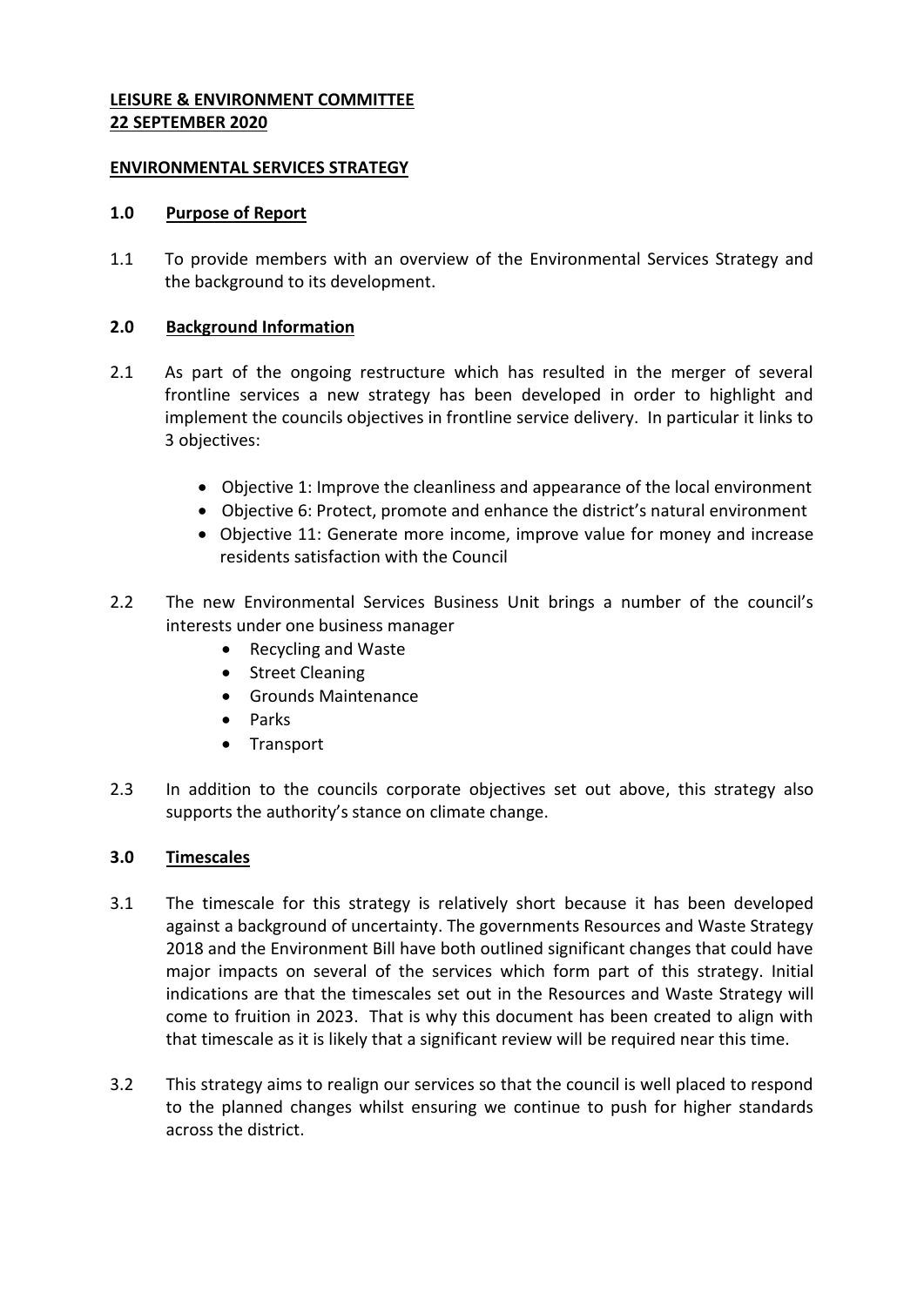**LEISURE & ENVIRONMENT COMMITTEE**
**22 SEPTEMBER 2020**

**ENVIRONMENTAL SERVICES STRATEGY**

## 1.0 Purpose of Report

1.1 To provide members with an overview of the Environmental Services Strategy and the background to its development.

## 2.0 Background Information

2.1 As part of the ongoing restructure which has resulted in the merger of several frontline services a new strategy has been developed in order to highlight and implement the councils objectives in frontline service delivery. In particular it links to 3 objectives:

- Objective 1: Improve the cleanliness and appearance of the local environment
- Objective 6: Protect, promote and enhance the district's natural environment
- Objective 11: Generate more income, improve value for money and increase residents satisfaction with the Council

2.2 The new Environmental Services Business Unit brings a number of the council's interests under one business manager

- Recycling and Waste
- Street Cleaning
- Grounds Maintenance
- Parks
- Transport

2.3 In addition to the councils corporate objectives set out above, this strategy also supports the authority's stance on climate change.

## 3.0 Timescales

3.1 The timescale for this strategy is relatively short because it has been developed against a background of uncertainty. The governments Resources and Waste Strategy 2018 and the Environment Bill have both outlined significant changes that could have major impacts on several of the services which form part of this strategy. Initial indications are that the timescales set out in the Resources and Waste Strategy will come to fruition in 2023. That is why this document has been created to align with that timescale as it is likely that a significant review will be required near this time.

3.2 This strategy aims to realign our services so that the council is well placed to respond to the planned changes whilst ensuring we continue to push for higher standards across the district.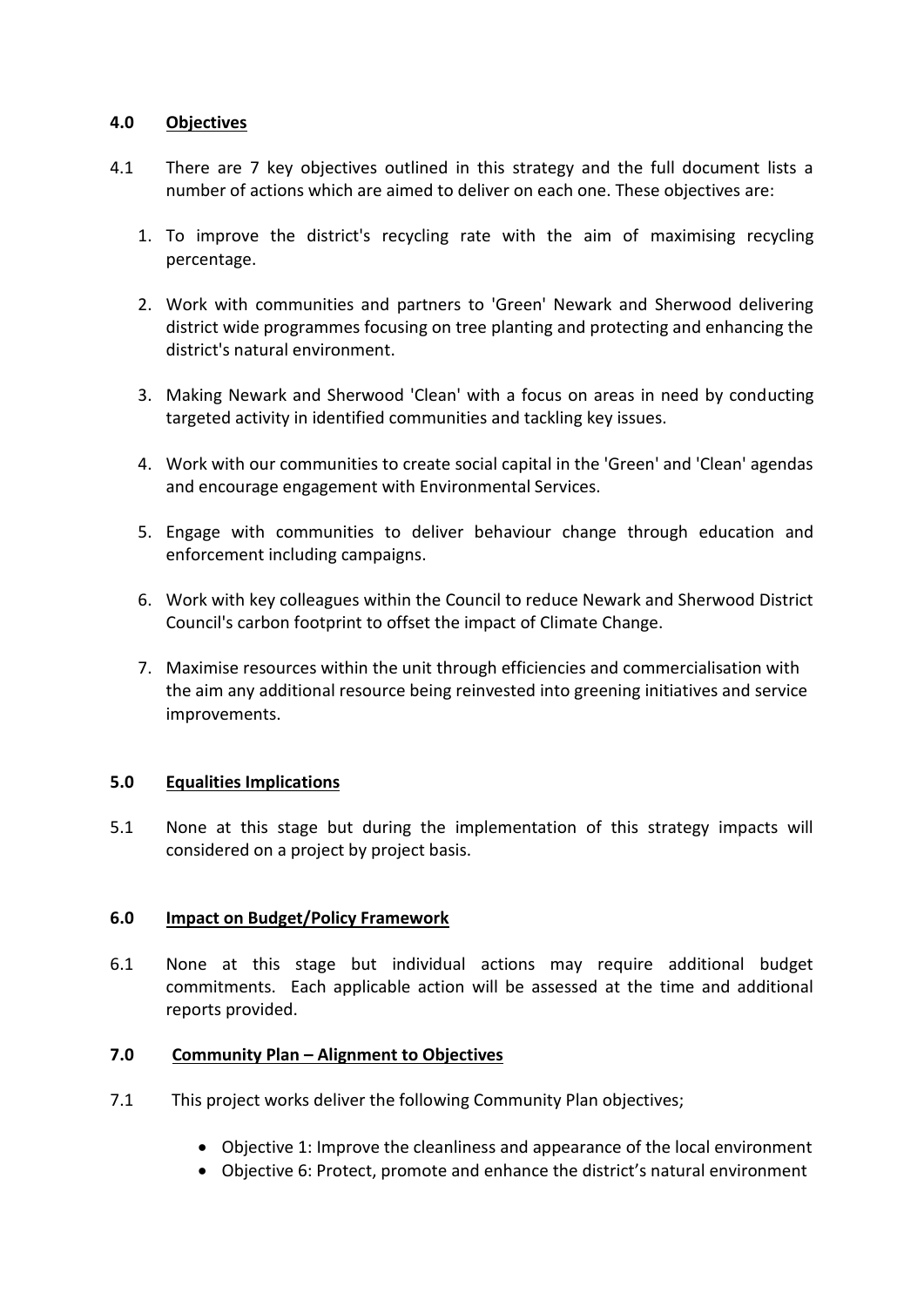## 4.0 Objectives

4.1 There are 7 key objectives outlined in this strategy and the full document lists a number of actions which are aimed to deliver on each one. These objectives are:

1. To improve the district's recycling rate with the aim of maximising recycling percentage.
2. Work with communities and partners to 'Green' Newark and Sherwood delivering district wide programmes focusing on tree planting and protecting and enhancing the district's natural environment.
3. Making Newark and Sherwood 'Clean' with a focus on areas in need by conducting targeted activity in identified communities and tackling key issues.
4. Work with our communities to create social capital in the 'Green' and 'Clean' agendas and encourage engagement with Environmental Services.
5. Engage with communities to deliver behaviour change through education and enforcement including campaigns.
6. Work with key colleagues within the Council to reduce Newark and Sherwood District Council's carbon footprint to offset the impact of Climate Change.
7. Maximise resources within the unit through efficiencies and commercialisation with the aim any additional resource being reinvested into greening initiatives and service improvements.

## 5.0 Equalities Implications

5.1 None at this stage but during the implementation of this strategy impacts will considered on a project by project basis.

## 6.0 Impact on Budget/Policy Framework

6.1 None at this stage but individual actions may require additional budget commitments. Each applicable action will be assessed at the time and additional reports provided.

## 7.0 Community Plan – Alignment to Objectives

7.1 This project works deliver the following Community Plan objectives;

- Objective 1: Improve the cleanliness and appearance of the local environment
- Objective 6: Protect, promote and enhance the district's natural environment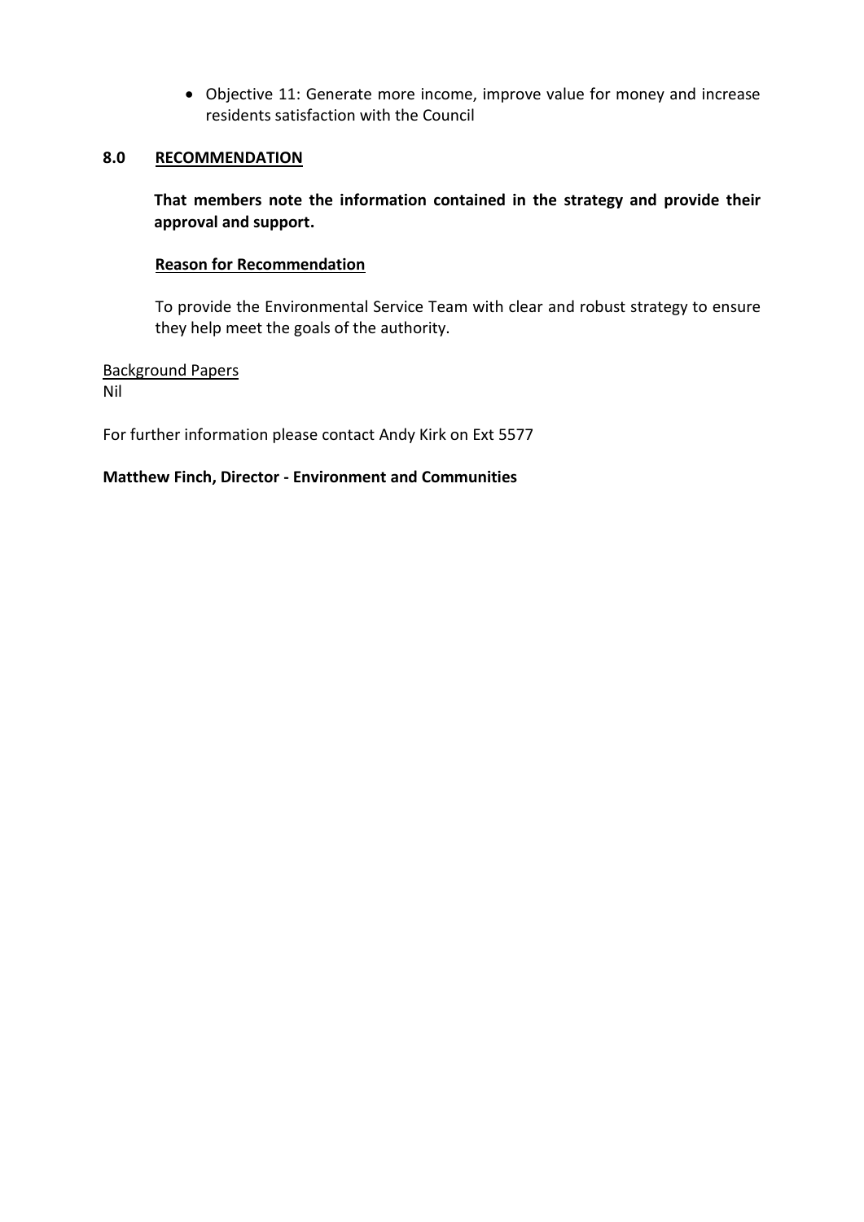- Objective 11: Generate more income, improve value for money and increase residents satisfaction with the Council

## 8.0 RECOMMENDATION

**That members note the information contained in the strategy and provide their approval and support.**

**Reason for Recommendation**

To provide the Environmental Service Team with clear and robust strategy to ensure they help meet the goals of the authority.

Background Papers
Nil

For further information please contact Andy Kirk on Ext 5577

**Matthew Finch, Director - Environment and Communities**